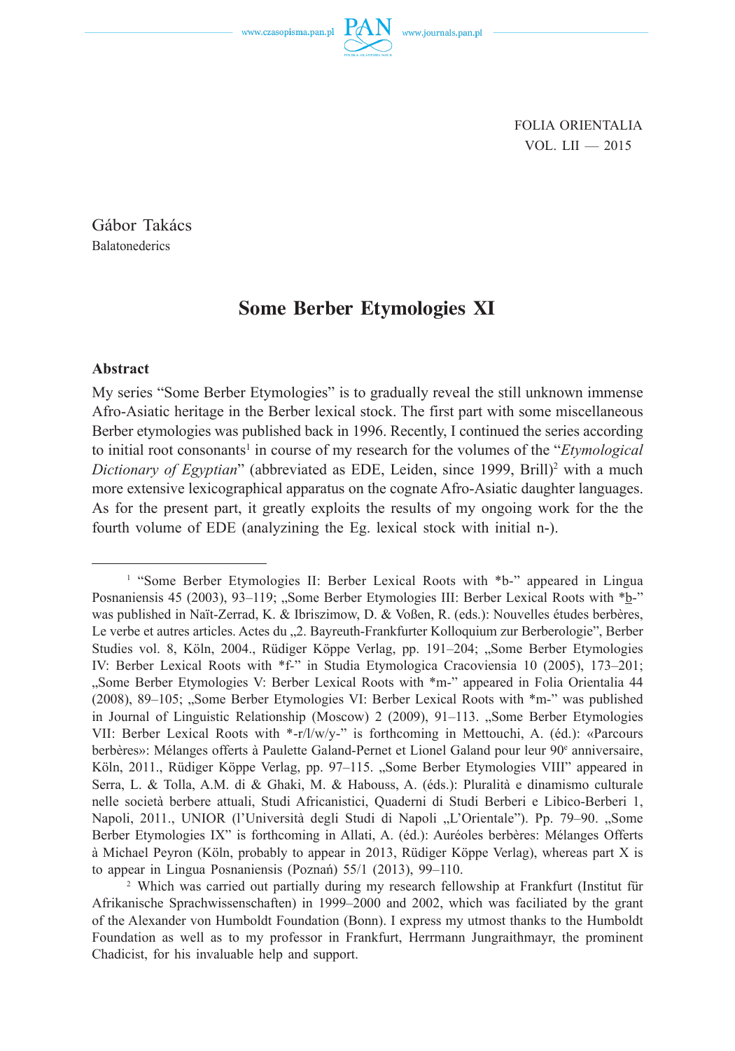FOLIA ORIENTALIA
VOL. LII — 2015

Gábor Takács
Balatonederics

# Some Berber Etymologies XI

## Abstract

My series "Some Berber Etymologies" is to gradually reveal the still unknown immense Afro-Asiatic heritage in the Berber lexical stock. The first part with some miscellaneous Berber etymologies was published back in 1996. Recently, I continued the series according to initial root consonants[1] in course of my research for the volumes of the "*Etymological Dictionary of Egyptian*" (abbreviated as EDE, Leiden, since 1999, Brill)[2] with a much more extensive lexicographical apparatus on the cognate Afro-Asiatic daughter languages. As for the present part, it greatly exploits the results of my ongoing work for the the fourth volume of EDE (analyzining the Eg. lexical stock with initial n-).

---

[1] "Some Berber Etymologies II: Berber Lexical Roots with *b-" appeared in Lingua Posnaniensis 45 (2003), 93–119; „Some Berber Etymologies III: Berber Lexical Roots with *b̲-" was published in Naït-Zerrad, K. & Ibriszimow, D. & Voßen, R. (eds.): Nouvelles études berbères, Le verbe et autres articles. Actes du „2. Bayreuth-Frankfurter Kolloquium zur Berberologie", Berber Studies vol. 8, Köln, 2004., Rüdiger Köppe Verlag, pp. 191–204; „Some Berber Etymologies IV: Berber Lexical Roots with *f-" in Studia Etymologica Cracoviensia 10 (2005), 173–201; „Some Berber Etymologies V: Berber Lexical Roots with *m-" appeared in Folia Orientalia 44 (2008), 89–105; „Some Berber Etymologies VI: Berber Lexical Roots with *m-" was published in Journal of Linguistic Relationship (Moscow) 2 (2009), 91–113. „Some Berber Etymologies VII: Berber Lexical Roots with *-r/l/w/y-" is forthcoming in Mettouchi, A. (éd.): «Parcours berbères»: Mélanges offerts à Paulette Galand-Pernet et Lionel Galand pour leur 90e anniversaire, Köln, 2011., Rüdiger Köppe Verlag, pp. 97–115. „Some Berber Etymologies VIII" appeared in Serra, L. & Tolla, A.M. di & Ghaki, M. & Habouss, A. (éds.): Pluralità e dinamismo culturale nelle società berbere attuali, Studi Africanistici, Quaderni di Studi Berberi e Libico-Berberi 1, Napoli, 2011., UNIOR (l'Università degli Studi di Napoli „L'Orientale"). Pp. 79–90. „Some Berber Etymologies IX" is forthcoming in Allati, A. (éd.): Auréoles berbères: Mélanges Offerts à Michael Peyron (Köln, probably to appear in 2013, Rüdiger Köppe Verlag), whereas part X is to appear in Lingua Posnaniensis (Poznań) 55/1 (2013), 99–110.

[2] Which was carried out partially during my research fellowship at Frankfurt (Institut für Afrikanische Sprachwissenschaften) in 1999–2000 and 2002, which was faciliated by the grant of the Alexander von Humboldt Foundation (Bonn). I express my utmost thanks to the Humboldt Foundation as well as to my professor in Frankfurt, Herrmann Jungraithmayr, the prominent Chadicist, for his invaluable help and support.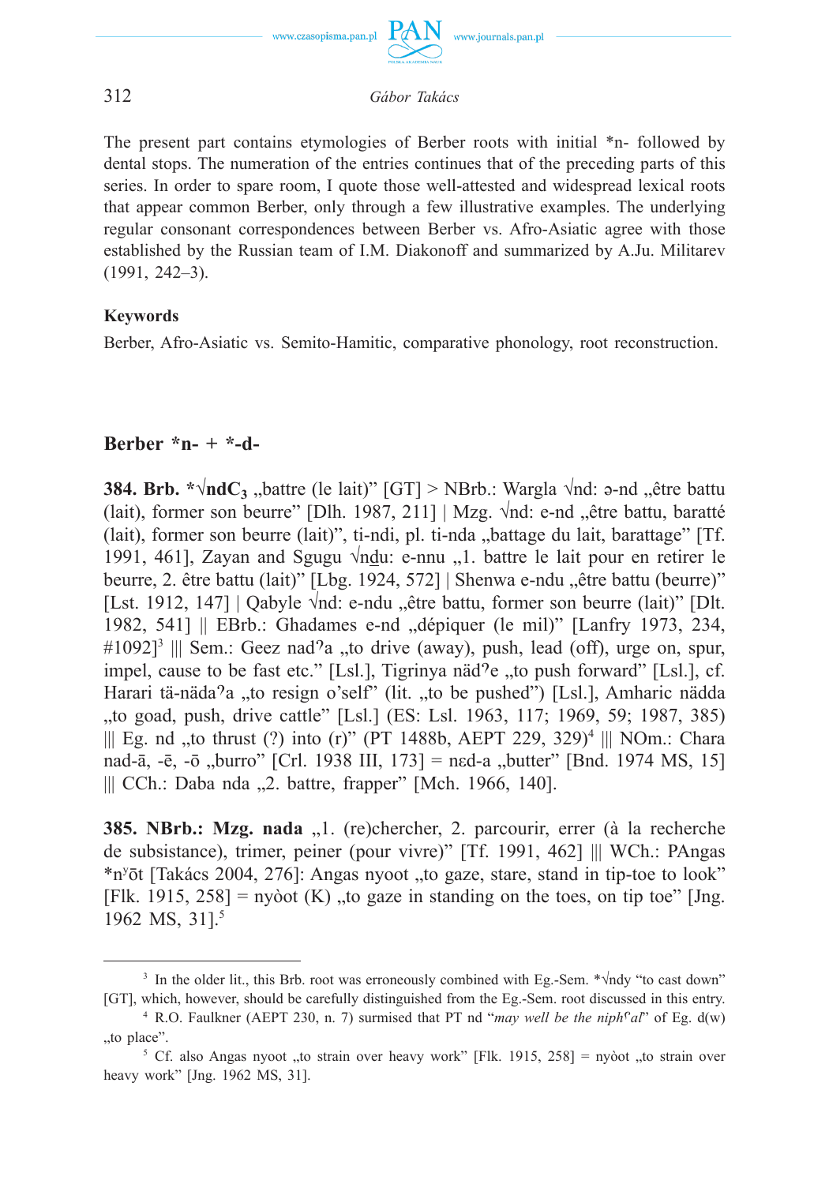The present part contains etymologies of Berber roots with initial *n- followed by dental stops. The numeration of the entries continues that of the preceding parts of this series. In order to spare room, I quote those well-attested and widespread lexical roots that appear common Berber, only through a few illustrative examples. The underlying regular consonant correspondences between Berber vs. Afro-Asiatic agree with those established by the Russian team of I.M. Diakonoff and summarized by A.Ju. Militarev (1991, 242–3).

**Keywords**

Berber, Afro-Asiatic vs. Semito-Hamitic, comparative phonology, root reconstruction.

## Berber *n- + *-d-

**384. Brb. *√ndC$_3$** „battre (le lait)" [GT] > NBrb.: Wargla √nd: ə-nd „être battu (lait), former son beurre" [Dlh. 1987, 211] | Mzg. √nd: e-nd „être battu, baratté (lait), former son beurre (lait)", ti-ndi, pl. ti-nda „battage du lait, barattage" [Tf. 1991, 461], Zayan and Sgugu √nḏu: e-nnu „1. battre le lait pour en retirer le beurre, 2. être battu (lait)" [Lbg. 1924, 572] | Shenwa e-ndu „être battu (beurre)" [Lst. 1912, 147] | Qabyle √nd: e-ndu „être battu, former son beurre (lait)" [Dlt. 1982, 541] || EBrb.: Ghadames e-nd „dépiquer (le mil)" [Lanfry 1973, 234, #1092][3] ||| Sem.: Geez nadʔa „to drive (away), push, lead (off), urge on, spur, impel, cause to be fast etc." [Lsl.], Tigrinya nädʔe „to push forward" [Lsl.], cf. Harari tä-nädaʔa „to resign o'self" (lit. „to be pushed") [Lsl.], Amharic nädda „to goad, push, drive cattle" [Lsl.] (ES: Lsl. 1963, 117; 1969, 59; 1987, 385) ||| Eg. nd „to thrust (?) into (r)" (PT 1488b, AEPT 229, 329)[4] ||| NOm.: Chara nad-ā, -ē, -ō „burro" [Crl. 1938 III, 173] = nɛd-a „butter" [Bnd. 1974 MS, 15] ||| CCh.: Daba nda „2. battre, frapper" [Mch. 1966, 140].

**385. NBrb.: Mzg. nada** „1. (re)chercher, 2. parcourir, errer (à la recherche de subsistance), trimer, peiner (pour vivre)" [Tf. 1991, 462] ||| WCh.: PAngas *nʸōt [Takács 2004, 276]: Angas nyoot „to gaze, stare, stand in tip-toe to look" [Flk. 1915, 258] = nyòot (K) „to gaze in standing on the toes, on tip toe" [Jng. 1962 MS, 31].[5]

---

[3] In the older lit., this Brb. root was erroneously combined with Eg.-Sem. *√ndy "to cast down" [GT], which, however, should be carefully distinguished from the Eg.-Sem. root discussed in this entry.

[4] R.O. Faulkner (AEPT 230, n. 7) surmised that PT nd "*may well be the nipʰʕal*" of Eg. d(w) „to place".

[5] Cf. also Angas nyoot „to strain over heavy work" [Flk. 1915, 258] = nyòot „to strain over heavy work" [Jng. 1962 MS, 31].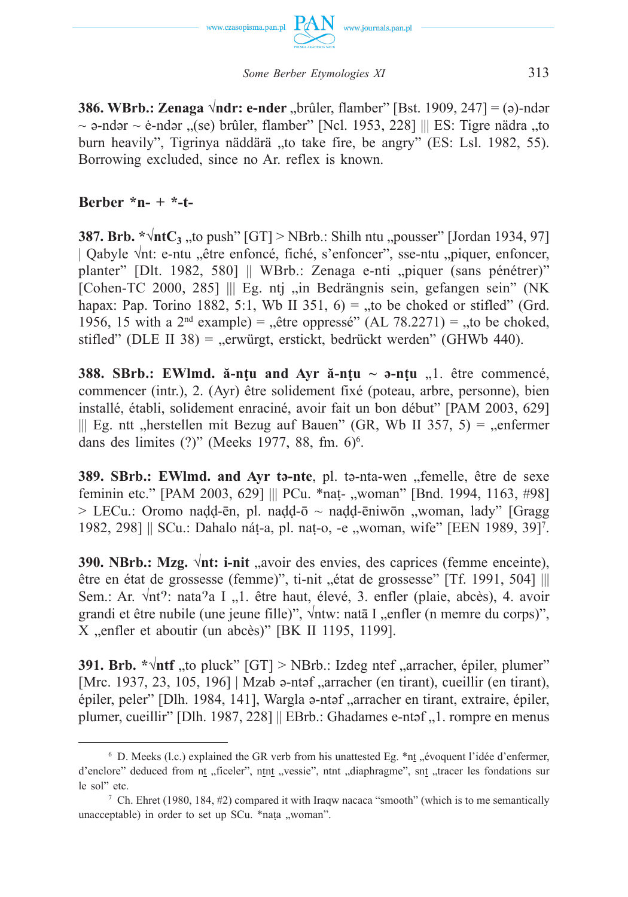**386. WBrb.: Zenaga √ndr: e-nder** „brûler, flamber" [Bst. 1909, 247] = (ə)-ndər ~ ə-ndər ~ ė-ndər „(se) brûler, flamber" [Ncl. 1953, 228] ||| ES: Tigre nädra „to burn heavily", Tigrinya näddärä „to take fire, be angry" (ES: Lsl. 1982, 55). Borrowing excluded, since no Ar. reflex is known.

## Berber *n- + *-t-

**387. Brb. *√ntC$_3$** „to push" [GT] > NBrb.: Shilh ntu „pousser" [Jordan 1934, 97] | Qabyle √nt: e-ntu „être enfoncé, fiché, s'enfoncer", sse-ntu „piquer, enfoncer, planter" [Dlt. 1982, 580] || WBrb.: Zenaga e-nti „piquer (sans pénétrer)" [Cohen-TC 2000, 285] ||| Eg. ntj „in Bedrängnis sein, gefangen sein" (NK hapax: Pap. Torino 1882, 5:1, Wb II 351, 6) = „to be choked or stifled" (Grd. 1956, 15 with a 2$^{nd}$ example) = „être oppressé" (AL 78.2271) = „to be choked, stifled" (DLE II 38) = „erwürgt, erstickt, bedrückt werden" (GHWb 440).

**388. SBrb.: EWlmd. ă-nṭu and Ayr ă-nṭu ~ ə-nṭu** „1. être commencé, commencer (intr.), 2. (Ayr) être solidement fixé (poteau, arbre, personne), bien installé, établi, solidement enraciné, avoir fait un bon début" [PAM 2003, 629] ||| Eg. ntt „herstellen mit Bezug auf Bauen" (GR, Wb II 357, 5) = „enfermer dans des limites (?)" (Meeks 1977, 88, fn. 6)[6].

**389. SBrb.: EWlmd. and Ayr tə-nte**, pl. tə-nta-wen „femelle, être de sexe feminin etc." [PAM 2003, 629] ||| PCu. *naṭ- „woman" [Bnd. 1994, 1163, #98] > LECu.: Oromo naḍḍ-ēn, pl. naḍḍ-ō ~ naḍḍ-ēniwōn „woman, lady" [Gragg 1982, 298] || SCu.: Dahalo náṭ-a, pl. naṭ-o, -e „woman, wife" [EEN 1989, 39][7].

**390. NBrb.: Mzg. √nt: i-nit** „avoir des envies, des caprices (femme enceinte), être en état de grossesse (femme)", ti-nit „état de grossesse" [Tf. 1991, 504] ||| Sem.: Ar. √ntˀ: nataˀa I „1. être haut, élevé, 3. enfler (plaie, abcès), 4. avoir grandi et être nubile (une jeune fille)", √ntw: natā I „enfler (n memre du corps)", X „enfler et aboutir (un abcès)" [BK II 1195, 1199].

**391. Brb. *√ntf** „to pluck" [GT] > NBrb.: Izdeg ntef „arracher, épiler, plumer" [Mrc. 1937, 23, 105, 196] | Mzab ə-ntəf „arracher (en tirant), cueillir (en tirant), épiler, peler" [Dlh. 1984, 141], Wargla ə-ntəf „arracher en tirant, extraire, épiler, plumer, cueillir" [Dlh. 1987, 228] || EBrb.: Ghadames e-ntəf „1. rompre en menus

---

[6] D. Meeks (l.c.) explained the GR verb from his unattested Eg. *nṯ „évoquent l'idée d'enfermer, d'enclore" deduced from nṯ „ficeler", nṯnṯ „vessie", ntnt „diaphragme", snṯ „tracer les fondations sur le sol" etc.

[7] Ch. Ehret (1980, 184, #2) compared it with Iraqw nacaca "smooth" (which is to me semantically unacceptable) in order to set up SCu. *naṭa „woman".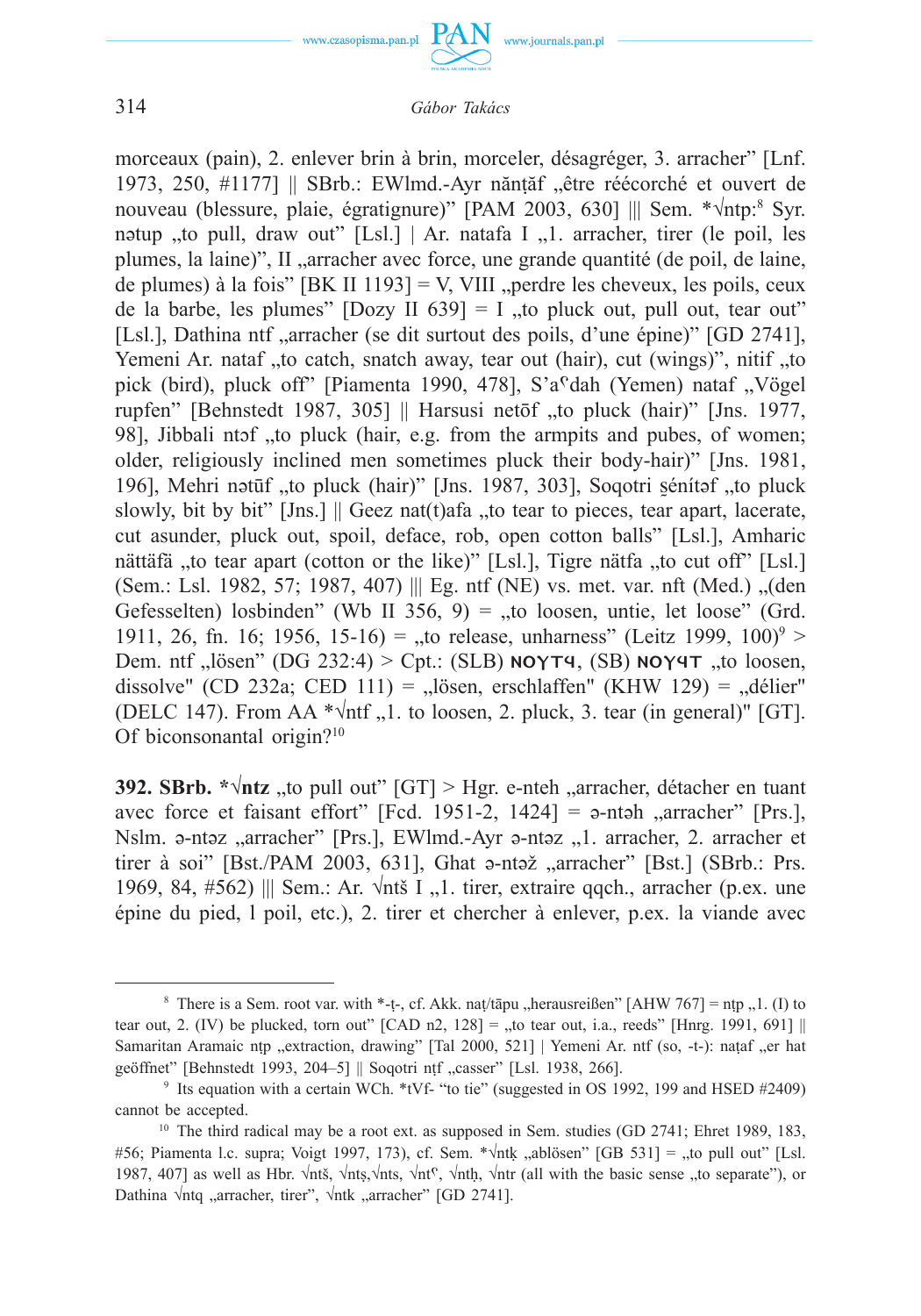morceaux (pain), 2. enlever brin à brin, morceler, désagréger, 3. arracher" [Lnf. 1973, 250, #1177] || SBrb.: EWlmd.-Ayr nănṭăf „être réécorché et ouvert de nouveau (blessure, plaie, égratignure)" [PAM 2003, 630] ||| Sem. *√ntp:[8] Syr. nətup „to pull, draw out" [Lsl.] | Ar. natafa I „1. arracher, tirer (le poil, les plumes, la laine)", II „arracher avec force, une grande quantité (de poil, de laine, de plumes) à la fois" [BK II 1193] = V, VIII „perdre les cheveux, les poils, ceux de la barbe, les plumes" [Dozy II 639] = I „to pluck out, pull out, tear out" [Lsl.], Dathina ntf „arracher (se dit surtout des poils, d'une épine)" [GD 2741], Yemeni Ar. nataf „to catch, snatch away, tear out (hair), cut (wings)", nitif „to pick (bird), pluck off" [Piamenta 1990, 478], S'aˤdah (Yemen) nataf „Vögel rupfen" [Behnstedt 1987, 305] || Harsusi netōf „to pluck (hair)" [Jns. 1977, 98], Jibbali ntɔf „to pluck (hair, e.g. from the armpits and pubes, of women; older, religiously inclined men sometimes pluck their body-hair)" [Jns. 1981, 196], Mehri nətūf „to pluck (hair)" [Jns. 1987, 303], Soqotri ṣénítəf „to pluck slowly, bit by bit" [Jns.] || Geez nat(t)afa „to tear to pieces, tear apart, lacerate, cut asunder, pluck out, spoil, deface, rob, open cotton balls" [Lsl.], Amharic nättäfä „to tear apart (cotton or the like)" [Lsl.], Tigre nätfa „to cut off" [Lsl.] (Sem.: Lsl. 1982, 57; 1987, 407) ||| Eg. ntf (NE) vs. met. var. nft (Med.) „(den Gefesselten) losbinden" (Wb II 356, 9) = „to loosen, untie, let loose" (Grd. 1911, 26, fn. 16; 1956, 15-16) = „to release, unharness" (Leitz 1999, 100)[9] > Dem. ntf „lösen" (DG 232:4) > Cpt.: (SLB) ⲛⲟⲩⲧϥ, (SB) ⲛⲟⲩϥⲧ „to loosen, dissolve" (CD 232a; CED 111) = „lösen, erschlaffen" (KHW 129) = „délier" (DELC 147). From AA *√ntf „1. to loosen, 2. pluck, 3. tear (in general)" [GT]. Of biconsonantal origin?[10]

**392. SBrb. *√ntz** „to pull out" [GT] > Hgr. e-nteh „arracher, détacher en tuant avec force et faisant effort" [Fcd. 1951-2, 1424] = ə-ntəh „arracher" [Prs.], Nslm. ə-ntəz „arracher" [Prs.], EWlmd.-Ayr ə-ntəz „1. arracher, 2. arracher et tirer à soi" [Bst./PAM 2003, 631], Ghat ə-ntəž „arracher" [Bst.] (SBrb.: Prs. 1969, 84, #562) ||| Sem.: Ar. √ntš I „1. tirer, extraire qqch., arracher (p.ex. une épine du pied, 1 poil, etc.), 2. tirer et chercher à enlever, p.ex. la viande avec

---

[8] There is a Sem. root var. with *-ṭ-, cf. Akk. naṭ/ṭāpu „herausreißen" [AHW 767] = nṭp „1. (I) to tear out, 2. (IV) be plucked, torn out" [CAD n2, 128] = „to tear out, i.a., reeds" [Hnrg. 1991, 691] || Samaritan Aramaic nṭp „extraction, drawing" [Tal 2000, 521] | Yemeni Ar. ntf (so, -t-): naṭaf „er hat geöffnet" [Behnstedt 1993, 204–5] || Soqotri nṭf „casser" [Lsl. 1938, 266].

[9] Its equation with a certain WCh. *tVf- "to tie" (suggested in OS 1992, 199 and HSED #2409) cannot be accepted.

[10] The third radical may be a root ext. as supposed in Sem. studies (GD 2741; Ehret 1989, 183, #56; Piamenta l.c. supra; Voigt 1997, 173), cf. Sem. *√ntḳ „ablösen" [GB 531] = „to pull out" [Lsl. 1987, 407] as well as Hbr. √ntš, √ntṣ,√nts, √ntˤ, √ntḥ, √ntr (all with the basic sense „to separate"), or Dathina √ntq „arracher, tirer", √ntk „arracher" [GD 2741].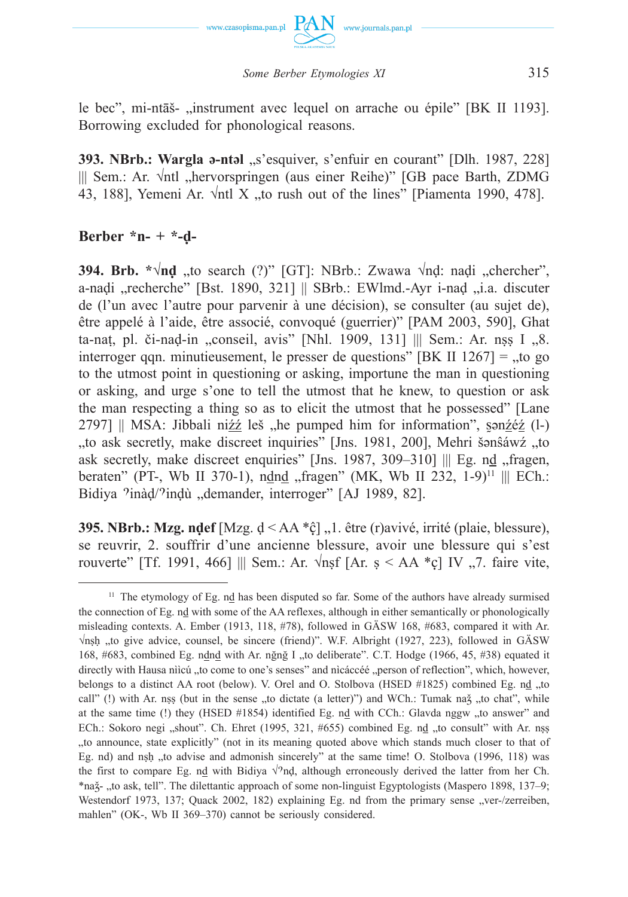le bec", mi-ntāš- „instrument avec lequel on arrache ou épile" [BK II 1193]. Borrowing excluded for phonological reasons.

**393. NBrb.: Wargla ə-ntəl** „s'esquiver, s'enfuir en courant" [Dlh. 1987, 228] ||| Sem.: Ar. √ntl „hervorspringen (aus einer Reihe)" [GB pace Barth, ZDMG 43, 188], Yemeni Ar. √ntl X „to rush out of the lines" [Piamenta 1990, 478].

### Berber *n- + *-ḍ-

**394. Brb. *√nḍ** „to search (?)" [GT]: NBrb.: Zwawa √nḍ: naḍi „chercher", a-naḍi „recherche" [Bst. 1890, 321] || SBrb.: EWlmd.-Ayr i-naḍ „i.a. discuter de (l'un avec l'autre pour parvenir à une décision), se consulter (au sujet de), être appelé à l'aide, être associé, convoqué (guerrier)" [PAM 2003, 590], Ghat ta-naṭ, pl. či-naḍ-in „conseil, avis" [Nhl. 1909, 131] ||| Sem.: Ar. nṣṣ I „8. interroger qqn. minutieusement, le presser de questions" [BK II 1267] = „to go to the utmost point in questioning or asking, importune the man in questioning or asking, and urge s'one to tell the utmost that he knew, to question or ask the man respecting a thing so as to elicit the utmost that he possessed" [Lane 2797] || MSA: Jibbali niẑẑ leš „he pumped him for information", ṣənẑéẑ (l-) „to ask secretly, make discreet inquiries" [Jns. 1981, 200], Mehri šənŝáwẑ „to ask secretly, make discreet enquiries" [Jns. 1987, 309–310] ||| Eg. nḏ „fragen, beraten" (PT-, Wb II 370-1), nḏnḏ „fragen" (MK, Wb II 232, 1-9)[11] ||| ECh.: Bidiya ʔinàḍ/ʔinḍù „demander, interroger" [AJ 1989, 82].

**395. NBrb.: Mzg. nḍef** [Mzg. ḍ < AA *ĉ̣] „1. être (r)avivé, irrité (plaie, blessure), se reuvrir, 2. souffrir d'une ancienne blessure, avoir une blessure qui s'est rouverte" [Tf. 1991, 466] ||| Sem.: Ar. √nṣf [Ar. ṣ < AA *ç̣] IV „7. faire vite,

---

[11] The etymology of Eg. nḏ has been disputed so far. Some of the authors have already surmised the connection of Eg. nḏ with some of the AA reflexes, although in either semantically or phonologically misleading contexts. A. Ember (1913, 118, #78), followed in GÄSW 168, #683, compared it with Ar. √nṣḥ „to give advice, counsel, be sincere (friend)". W.F. Albright (1927, 223), followed in GÄSW 168, #683, combined Eg. nḏnḏ with Ar. nǧnǧ I „to deliberate". C.T. Hodge (1966, 45, #38) equated it directly with Hausa nììcú „to come to one's senses" and nìcáccéé „person of reflection", which, however, belongs to a distinct AA root (below). V. Orel and O. Stolbova (HSED #1825) combined Eg. nḏ „to call" (!) with Ar. nṣṣ (but in the sense „to dictate (a letter)") and WCh.: Tumak naǯ „to chat", while at the same time (!) they (HSED #1854) identified Eg. nḏ with CCh.: Glavda nggw „to answer" and ECh.: Sokoro negi „shout". Ch. Ehret (1995, 321, #655) combined Eg. nḏ „to consult" with Ar. nṣṣ „to announce, state explicitly" (not in its meaning quoted above which stands much closer to that of Eg. nd) and nṣḥ „to advise and admonish sincerely" at the same time! O. Stolbova (1996, 118) was the first to compare Eg. nḏ with Bidiya √ʔnḍ, although erroneously derived the latter from her Ch. *naǯ- „to ask, tell". The dilettantic approach of some non-linguist Egyptologists (Maspero 1898, 137–9; Westendorf 1973, 137; Quack 2002, 182) explaining Eg. nd from the primary sense „ver-/zerreiben, mahlen" (OK-, Wb II 369–370) cannot be seriously considered.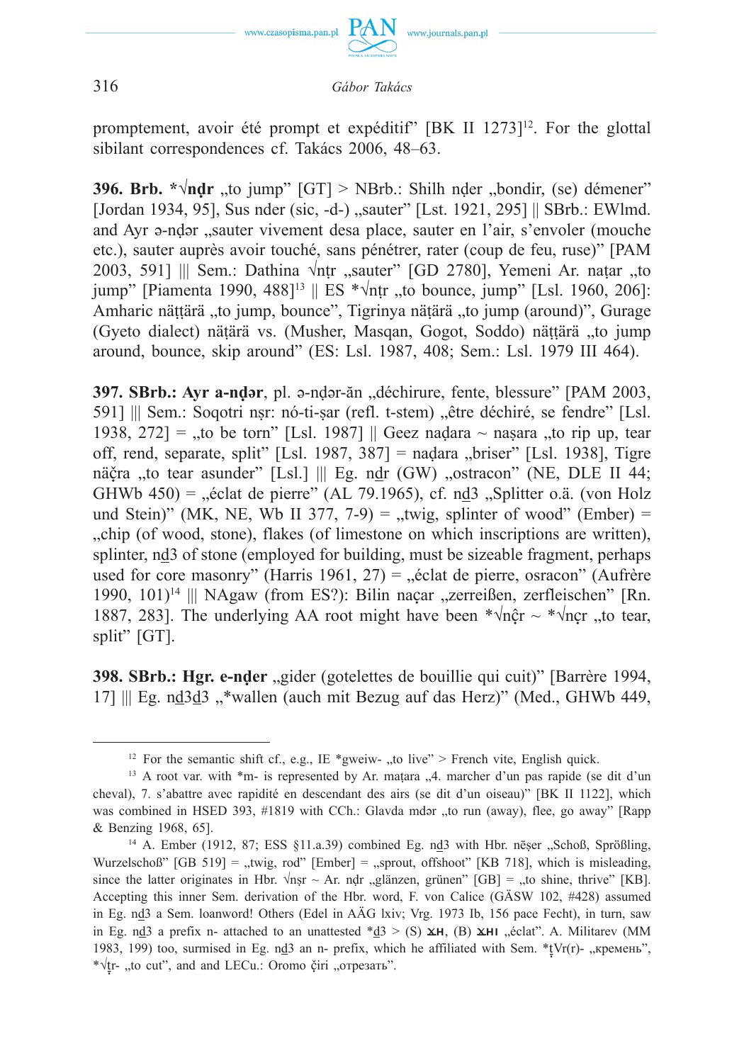promptement, avoir été prompt et expéditif" [BK II 1273][12]. For the glottal sibilant correspondences cf. Takács 2006, 48–63.

**396. Brb. *√nḍr** „to jump" [GT] > NBrb.: Shilh nḍer „bondir, (se) démener" [Jordan 1934, 95], Sus nder (sic, -d-) „sauter" [Lst. 1921, 295] || SBrb.: EWlmd. and Ayr ə-nḍər „sauter vivement desa place, sauter en l'air, s'envoler (mouche etc.), sauter auprès avoir touché, sans pénétrer, rater (coup de feu, ruse)" [PAM 2003, 591] ||| Sem.: Dathina √nṭr „sauter" [GD 2780], Yemeni Ar. naṭar „to jump" [Piamenta 1990, 488][13] || ES *√nṭr „to bounce, jump" [Lsl. 1960, 206]: Amharic näṭṭärä „to jump, bounce", Tigrinya näṭärä „to jump (around)", Gurage (Gyeto dialect) näṭärä vs. (Musher, Masqan, Gogot, Soddo) näṭṭärä „to jump around, bounce, skip around" (ES: Lsl. 1987, 408; Sem.: Lsl. 1979 III 464).

**397. SBrb.: Ayr a-nḍər**, pl. ə-nḍər-ăn „déchirure, fente, blessure" [PAM 2003, 591] ||| Sem.: Soqotri nṣr: nó-ti-ṣar (refl. t-stem) „être déchiré, se fendre" [Lsl. 1938, 272] = „to be torn" [Lsl. 1987] || Geez naḍara ~ naṣara „to rip up, tear off, rend, separate, split" [Lsl. 1987, 387] = naḍara „briser" [Lsl. 1938], Tigre näčra „to tear asunder" [Lsl.] ||| Eg. nḏr (GW) „ostracon" (NE, DLE II 44; GHWb 450) = „éclat de pierre" (AL 79.1965), cf. nḏ3 „Splitter o.ä. (von Holz und Stein)" (MK, NE, Wb II 377, 7-9) = „twig, splinter of wood" (Ember) = „chip (of wood, stone), flakes (of limestone on which inscriptions are written), splinter, nḏ3 of stone (employed for building, must be sizeable fragment, perhaps used for core masonry" (Harris 1961, 27) = „éclat de pierre, osracon" (Aufrère 1990, 101)[14] ||| NAgaw (from ES?): Bilin načar „zerreißen, zerfleischen" [Rn. 1887, 283]. The underlying AA root might have been *√nĉ̣r ~ *√nc̣r „to tear, split" [GT].

**398. SBrb.: Hgr. e-nḍer** „gider (gotelettes de bouillie qui cuit)" [Barrère 1994, 17] ||| Eg. nḏ3ḏ3 „*wallen (auch mit Bezug auf das Herz)" (Med., GHWb 449,

---

[12] For the semantic shift cf., e.g., IE *gweiw- „to live" > French vite, English quick.

[13] A root var. with *m- is represented by Ar. maṭara „4. marcher d'un pas rapide (se dit d'un cheval), 7. s'abattre avec rapidité en descendant des airs (se dit d'un oiseau)" [BK II 1122], which was combined in HSED 393, #1819 with CCh.: Glavda mdər „to run (away), flee, go away" [Rapp & Benzing 1968, 65].

[14] A. Ember (1912, 87; ESS §11.a.39) combined Eg. nḏ3 with Hbr. nēṣer „Schoß, Sprößling, Wurzelschoß" [GB 519] = „twig, rod" [Ember] = „sprout, offshoot" [KB 718], which is misleading, since the latter originates in Hbr. √nṣr ~ Ar. nḍr „glänzen, grünen" [GB] = „to shine, thrive" [KB]. Accepting this inner Sem. derivation of the Hbr. word, F. von Calice (GÄSW 102, #428) assumed in Eg. nḏ3 a Sem. loanword! Others (Edel in AÄG lxiv; Vrg. 1973 Ib, 156 pace Fecht), in turn, saw in Eg. nḏ3 a prefix n- attached to an unattested *ḏ3 > (S) ϫⲏ, (B) ϫⲏⲓ „éclat". A. Militarev (MM 1983, 199) too, surmised in Eg. nḏ3 an n- prefix, which he affiliated with Sem. *ṭ̣Vr(r)- „кремень", *√ṭ̣r- „to cut", and and LECu.: Oromo č̣iri „отрезать".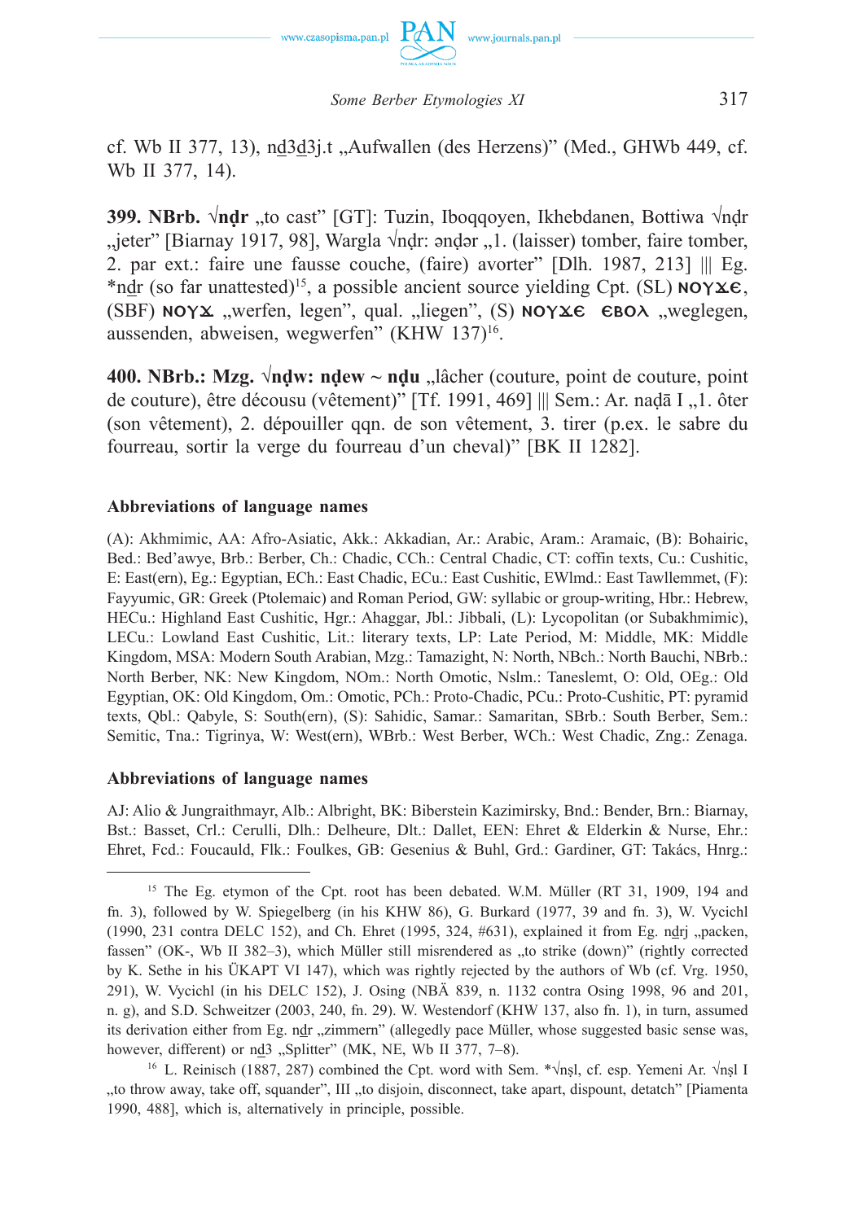cf. Wb II 377, 13), nḏ3ḏ3j.t „Aufwallen (des Herzens)" (Med., GHWb 449, cf. Wb II 377, 14).

**399. NBrb. √nḍr** „to cast" [GT]: Tuzin, Iboqqoyen, Ikhebdanen, Bottiwa √nḍr „jeter" [Biarnay 1917, 98], Wargla √nḍr: ənḍər „1. (laisser) tomber, faire tomber, 2. par ext.: faire une fausse couche, (faire) avorter" [Dlh. 1987, 213] ||| Eg. *nḏr (so far unattested)[15], a possible ancient source yielding Cpt. (SL) **ⲚⲞⲨϪⲈ**, (SBF) **ⲚⲞⲨϪ** „werfen, legen", qual. „liegen", (S) **ⲚⲞⲨϪⲈ ⲈⲂⲞⲖ** „weglegen, aussenden, abweisen, wegwerfen" (KHW 137)[16].

**400. NBrb.: Mzg. √nḍw: nḍew ~ nḍu** „lâcher (couture, point de couture, point de couture), être décousu (vêtement)" [Tf. 1991, 469] ||| Sem.: Ar. naḍā I „1. ôter (son vêtement), 2. dépouiller qqn. de son vêtement, 3. tirer (p.ex. le sabre du fourreau, sortir la verge du fourreau d'un cheval)" [BK II 1282].

#### Abbreviations of language names

(A): Akhmimic, AA: Afro-Asiatic, Akk.: Akkadian, Ar.: Arabic, Aram.: Aramaic, (B): Bohairic, Bed.: Bed'awye, Brb.: Berber, Ch.: Chadic, CCh.: Central Chadic, CT: coffin texts, Cu.: Cushitic, E: East(ern), Eg.: Egyptian, ECh.: East Chadic, ECu.: East Cushitic, EWlmd.: East Tawllemmet, (F): Fayyumic, GR: Greek (Ptolemaic) and Roman Period, GW: syllabic or group-writing, Hbr.: Hebrew, HECu.: Highland East Cushitic, Hgr.: Ahaggar, Jbl.: Jibbali, (L): Lycopolitan (or Subakhmimic), LECu.: Lowland East Cushitic, Lit.: literary texts, LP: Late Period, M: Middle, MK: Middle Kingdom, MSA: Modern South Arabian, Mzg.: Tamazight, N: North, NBch.: North Bauchi, NBrb.: North Berber, NK: New Kingdom, NOm.: North Omotic, Nslm.: Taneslemt, O: Old, OEg.: Old Egyptian, OK: Old Kingdom, Om.: Omotic, PCh.: Proto-Chadic, PCu.: Proto-Cushitic, PT: pyramid texts, Qbl.: Qabyle, S: South(ern), (S): Sahidic, Samar.: Samaritan, SBrb.: South Berber, Sem.: Semitic, Tna.: Tigrinya, W: West(ern), WBrb.: West Berber, WCh.: West Chadic, Zng.: Zenaga.

#### Abbreviations of language names

AJ: Alio & Jungraithmayr, Alb.: Albright, BK: Biberstein Kazimirsky, Bnd.: Bender, Brn.: Biarnay, Bst.: Basset, Crl.: Cerulli, Dlh.: Delheure, Dlt.: Dallet, EEN: Ehret & Elderkin & Nurse, Ehr.: Ehret, Fcd.: Foucauld, Flk.: Foulkes, GB: Gesenius & Buhl, Grd.: Gardiner, GT: Takács, Hnrg.:

---

[15] The Eg. etymon of the Cpt. root has been debated. W.M. Müller (RT 31, 1909, 194 and fn. 3), followed by W. Spiegelberg (in his KHW 86), G. Burkard (1977, 39 and fn. 3), W. Vycichl (1990, 231 contra DELC 152), and Ch. Ehret (1995, 324, #631), explained it from Eg. nḏrj „packen, fassen" (OK-, Wb II 382–3), which Müller still misrendered as „to strike (down)" (rightly corrected by K. Sethe in his ÜKAPT VI 147), which was rightly rejected by the authors of Wb (cf. Vrg. 1950, 291), W. Vycichl (in his DELC 152), J. Osing (NBÄ 839, n. 1132 contra Osing 1998, 96 and 201, n. g), and S.D. Schweitzer (2003, 240, fn. 29). W. Westendorf (KHW 137, also fn. 1), in turn, assumed its derivation either from Eg. nḏr „zimmern" (allegedly pace Müller, whose suggested basic sense was, however, different) or nḏ3 „Splitter" (MK, NE, Wb II 377, 7–8).

[16] L. Reinisch (1887, 287) combined the Cpt. word with Sem. *√nṣl, cf. esp. Yemeni Ar. √nṣl I „to throw away, take off, squander", III „to disjoin, disconnect, take apart, dispount, detatch" [Piamenta 1990, 488], which is, alternatively in principle, possible.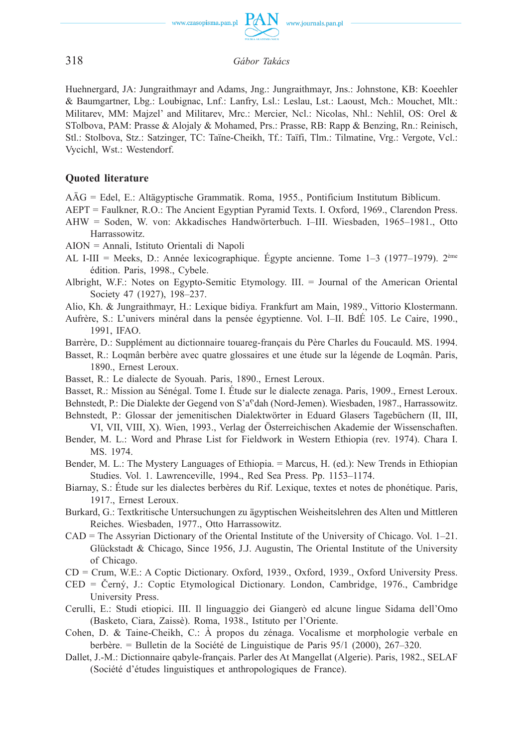Huehnergard, JA: Jungraithmayr and Adams, Jng.: Jungraithmayr, Jns.: Johnstone, KB: Koeehler & Baumgartner, Lbg.: Loubignac, Lnf.: Lanfry, Lsl.: Leslau, Lst.: Laoust, Mch.: Mouchet, Mlt.: Militarev, MM: Majzel' and Militarev, Mrc.: Mercier, Ncl.: Nicolas, Nhl.: Nehlil, OS: Orel & STolbova, PAM: Prasse & Alojaly & Mohamed, Prs.: Prasse, RB: Rapp & Benzing, Rn.: Reinisch, Stl.: Stolbova, Stz.: Satzinger, TC: Taïne-Cheikh, Tf.: Taïfi, Tlm.: Tilmatine, Vrg.: Vergote, Vcl.: Vycichl, Wst.: Westendorf.

## Quoted literature

AÄG = Edel, E.: Altägyptische Grammatik. Roma, 1955., Pontificium Institutum Biblicum.

AEPT = Faulkner, R.O.: The Ancient Egyptian Pyramid Texts. I. Oxford, 1969., Clarendon Press.

AHW = Soden, W. von: Akkadisches Handwörterbuch. I–III. Wiesbaden, 1965–1981., Otto Harrassowitz.

AION = Annali, Istituto Orientali di Napoli

AL I-III = Meeks, D.: Année lexicographique. Égypte ancienne. Tome 1–3 (1977–1979). 2ème édition. Paris, 1998., Cybele.

Albright, W.F.: Notes on Egypto-Semitic Etymology. III. = Journal of the American Oriental Society 47 (1927), 198–237.

Alio, Kh. & Jungraithmayr, H.: Lexique bidiya. Frankfurt am Main, 1989., Vittorio Klostermann.

Aufrère, S.: L'univers minéral dans la pensée égyptienne. Vol. I–II. BdÉ 105. Le Caire, 1990., 1991, IFAO.

Barrère, D.: Supplément au dictionnaire touareg-français du Père Charles du Foucauld. MS. 1994.

Basset, R.: Loqmân berbère avec quatre glossaires et une étude sur la légende de Loqmân. Paris, 1890., Ernest Leroux.

Basset, R.: Le dialecte de Syouah. Paris, 1890., Ernest Leroux.

Basset, R.: Mission au Sénégal. Tome I. Étude sur le dialecte zenaga. Paris, 1909., Ernest Leroux.

Behnstedt, P.: Die Dialekte der Gegend von S'aᶜdah (Nord-Jemen). Wiesbaden, 1987., Harrassowitz.

Behnstedt, P.: Glossar der jemenitischen Dialektwörter in Eduard Glasers Tagebüchern (II, III, VI, VII, VIII, X). Wien, 1993., Verlag der Österreichischen Akademie der Wissenschaften.

Bender, M. L.: Word and Phrase List for Fieldwork in Western Ethiopia (rev. 1974). Chara I. MS. 1974.

Bender, M. L.: The Mystery Languages of Ethiopia. = Marcus, H. (ed.): New Trends in Ethiopian Studies. Vol. 1. Lawrenceville, 1994., Red Sea Press. Pp. 1153–1174.

Biarnay, S.: Étude sur les dialectes berbères du Rif. Lexique, textes et notes de phonétique. Paris, 1917., Ernest Leroux.

Burkard, G.: Textkritische Untersuchungen zu ägyptischen Weisheitslehren des Alten und Mittleren Reiches. Wiesbaden, 1977., Otto Harrassowitz.

CAD = The Assyrian Dictionary of the Oriental Institute of the University of Chicago. Vol. 1–21. Glückstadt & Chicago, Since 1956, J.J. Augustin, The Oriental Institute of the University of Chicago.

CD = Crum, W.E.: A Coptic Dictionary. Oxford, 1939., Oxford, 1939., Oxford University Press.

CED = Černý, J.: Coptic Etymological Dictionary. London, Cambridge, 1976., Cambridge University Press.

Cerulli, E.: Studi etiopici. III. Il linguaggio dei Giangerò ed alcune lingue Sidama dell'Omo (Basketo, Ciara, Zaissè). Roma, 1938., Istituto per l'Oriente.

Cohen, D. & Taine-Cheikh, C.: À propos du zénaga. Vocalisme et morphologie verbale en berbère. = Bulletin de la Société de Linguistique de Paris 95/1 (2000), 267–320.

Dallet, J.-M.: Dictionnaire qabyle-français. Parler des At Mangellat (Algerie). Paris, 1982., SELAF (Société d'études linguistiques et anthropologiques de France).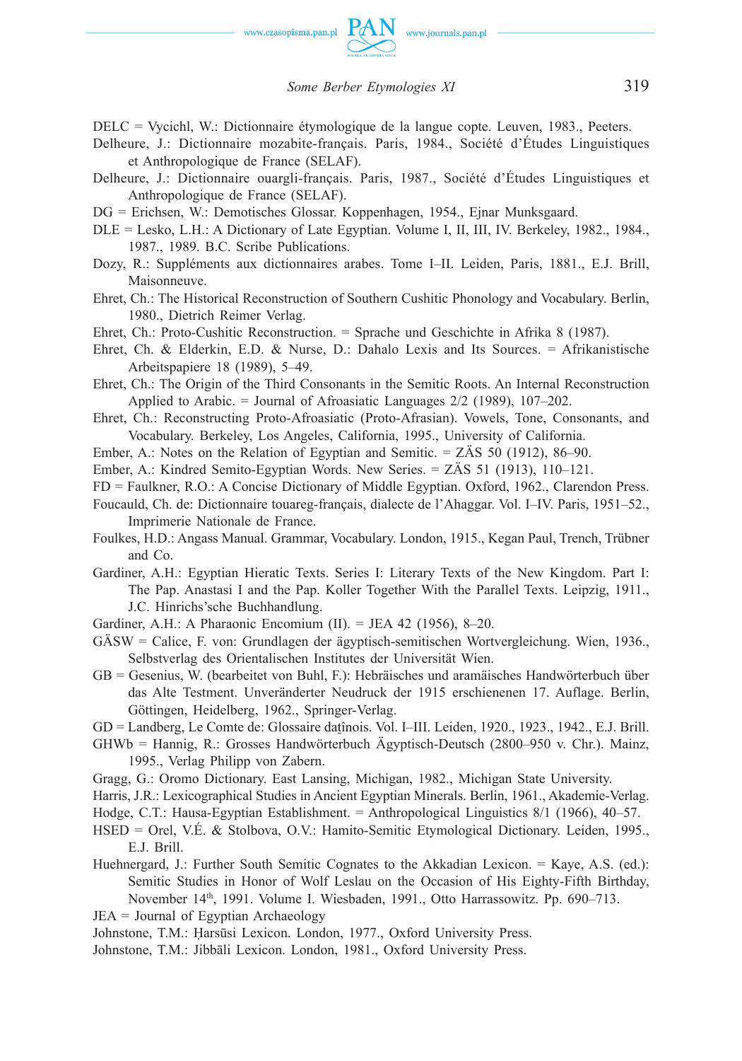DELC = Vycichl, W.: Dictionnaire étymologique de la langue copte. Leuven, 1983., Peeters.

Delheure, J.: Dictionnaire mozabite-français. Paris, 1984., Société d'Études Linguistiques et Anthropologique de France (SELAF).

Delheure, J.: Dictionnaire ouargli-français. Paris, 1987., Société d'Études Linguistiques et Anthropologique de France (SELAF).

DG = Erichsen, W.: Demotisches Glossar. Koppenhagen, 1954., Ejnar Munksgaard.

DLE = Lesko, L.H.: A Dictionary of Late Egyptian. Volume I, II, III, IV. Berkeley, 1982., 1984., 1987., 1989. B.C. Scribe Publications.

Dozy, R.: Suppléments aux dictionnaires arabes. Tome I–II. Leiden, Paris, 1881., E.J. Brill, Maisonneuve.

Ehret, Ch.: The Historical Reconstruction of Southern Cushitic Phonology and Vocabulary. Berlin, 1980., Dietrich Reimer Verlag.

Ehret, Ch.: Proto-Cushitic Reconstruction. = Sprache und Geschichte in Afrika 8 (1987).

Ehret, Ch. & Elderkin, E.D. & Nurse, D.: Dahalo Lexis and Its Sources. = Afrikanistische Arbeitspapiere 18 (1989), 5–49.

Ehret, Ch.: The Origin of the Third Consonants in the Semitic Roots. An Internal Reconstruction Applied to Arabic. = Journal of Afroasiatic Languages 2/2 (1989), 107–202.

Ehret, Ch.: Reconstructing Proto-Afroasiatic (Proto-Afrasian). Vowels, Tone, Consonants, and Vocabulary. Berkeley, Los Angeles, California, 1995., University of California.

Ember, A.: Notes on the Relation of Egyptian and Semitic. = ZÄS 50 (1912), 86–90.

Ember, A.: Kindred Semito-Egyptian Words. New Series. = ZÄS 51 (1913), 110–121.

FD = Faulkner, R.O.: A Concise Dictionary of Middle Egyptian. Oxford, 1962., Clarendon Press.

Foucauld, Ch. de: Dictionnaire touareg-français, dialecte de l'Ahaggar. Vol. I–IV. Paris, 1951–52., Imprimerie Nationale de France.

Foulkes, H.D.: Angass Manual. Grammar, Vocabulary. London, 1915., Kegan Paul, Trench, Trübner and Co.

Gardiner, A.H.: Egyptian Hieratic Texts. Series I: Literary Texts of the New Kingdom. Part I: The Pap. Anastasi I and the Pap. Koller Together With the Parallel Texts. Leipzig, 1911., J.C. Hinrichs'sche Buchhandlung.

Gardiner, A.H.: A Pharaonic Encomium (II). = JEA 42 (1956), 8–20.

GÄSW = Calice, F. von: Grundlagen der ägyptisch-semitischen Wortvergleichung. Wien, 1936., Selbstverlag des Orientalischen Institutes der Universität Wien.

GB = Gesenius, W. (bearbeitet von Buhl, F.): Hebräisches und aramäisches Handwörterbuch über das Alte Testment. Unveränderter Neudruck der 1915 erschienenen 17. Auflage. Berlin, Göttingen, Heidelberg, 1962., Springer-Verlag.

GD = Landberg, Le Comte de: Glossaire daṯînois. Vol. I–III. Leiden, 1920., 1923., 1942., E.J. Brill.

GHWb = Hannig, R.: Grosses Handwörterbuch Ägyptisch-Deutsch (2800–950 v. Chr.). Mainz, 1995., Verlag Philipp von Zabern.

Gragg, G.: Oromo Dictionary. East Lansing, Michigan, 1982., Michigan State University.

Harris, J.R.: Lexicographical Studies in Ancient Egyptian Minerals. Berlin, 1961., Akademie-Verlag.

Hodge, C.T.: Hausa-Egyptian Establishment. = Anthropological Linguistics 8/1 (1966), 40–57.

HSED = Orel, V.É. & Stolbova, O.V.: Hamito-Semitic Etymological Dictionary. Leiden, 1995., E.J. Brill.

Huehnergard, J.: Further South Semitic Cognates to the Akkadian Lexicon. = Kaye, A.S. (ed.): Semitic Studies in Honor of Wolf Leslau on the Occasion of His Eighty-Fifth Birthday, November 14th, 1991. Volume I. Wiesbaden, 1991., Otto Harrassowitz. Pp. 690–713.

JEA = Journal of Egyptian Archaeology

Johnstone, T.M.: Ḥarsūsi Lexicon. London, 1977., Oxford University Press.

Johnstone, T.M.: Jibbāli Lexicon. London, 1981., Oxford University Press.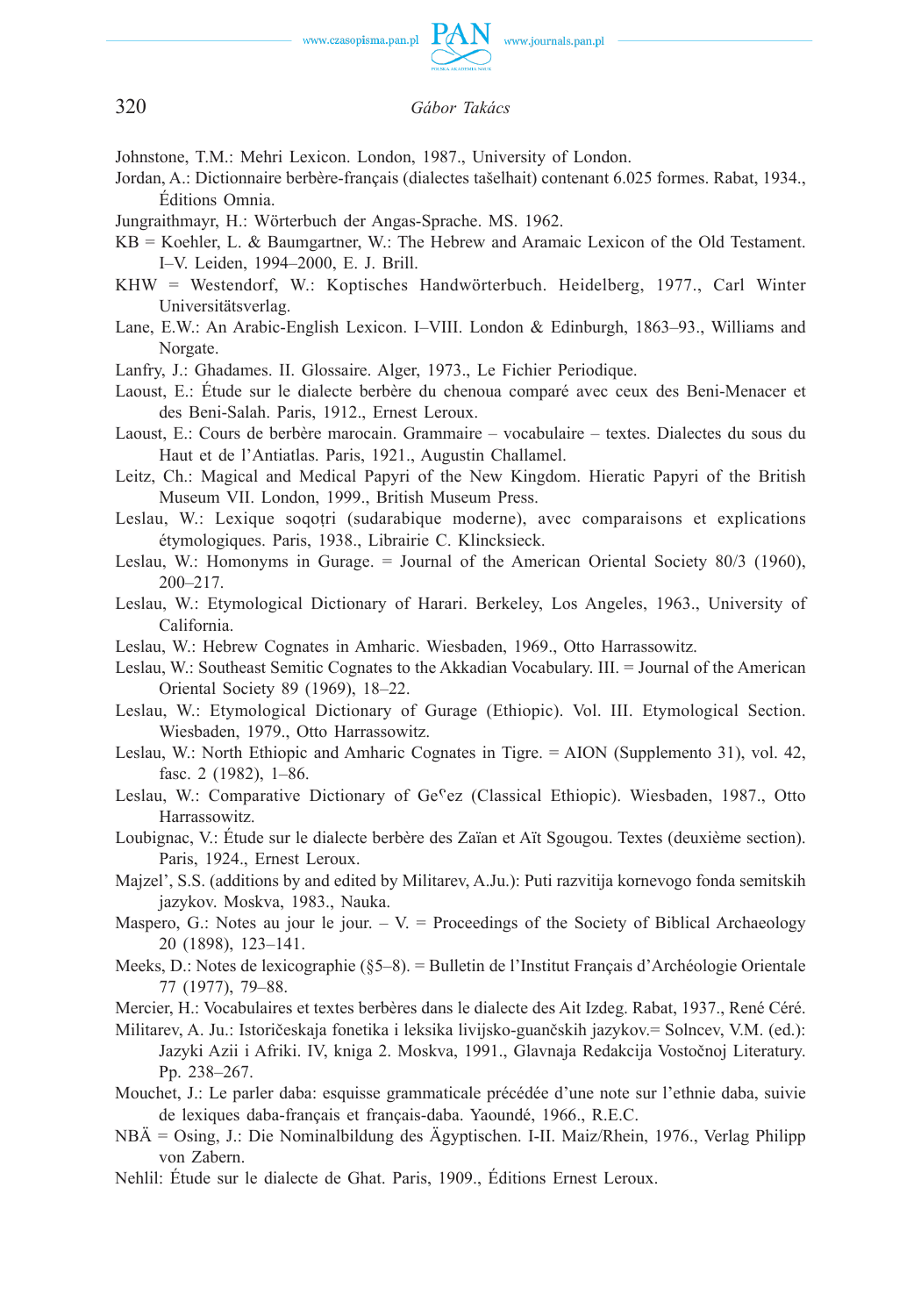Johnstone, T.M.: Mehri Lexicon. London, 1987., University of London.

Jordan, A.: Dictionnaire berbère-français (dialectes tašelhait) contenant 6.025 formes. Rabat, 1934., Éditions Omnia.

Jungraithmayr, H.: Wörterbuch der Angas-Sprache. MS. 1962.

KB = Koehler, L. & Baumgartner, W.: The Hebrew and Aramaic Lexicon of the Old Testament. I–V. Leiden, 1994–2000, E. J. Brill.

KHW = Westendorf, W.: Koptisches Handwörterbuch. Heidelberg, 1977., Carl Winter Universitätsverlag.

Lane, E.W.: An Arabic-English Lexicon. I–VIII. London & Edinburgh, 1863–93., Williams and Norgate.

Lanfry, J.: Ghadames. II. Glossaire. Alger, 1973., Le Fichier Periodique.

Laoust, E.: Étude sur le dialecte berbère du chenoua comparé avec ceux des Beni-Menacer et des Beni-Salah. Paris, 1912., Ernest Leroux.

Laoust, E.: Cours de berbère marocain. Grammaire – vocabulaire – textes. Dialectes du sous du Haut et de l'Antiatlas. Paris, 1921., Augustin Challamel.

Leitz, Ch.: Magical and Medical Papyri of the New Kingdom. Hieratic Papyri of the British Museum VII. London, 1999., British Museum Press.

Leslau, W.: Lexique soqoṭri (sudarabique moderne), avec comparaisons et explications étymologiques. Paris, 1938., Librairie C. Klincksieck.

Leslau, W.: Homonyms in Gurage. = Journal of the American Oriental Society 80/3 (1960), 200–217.

Leslau, W.: Etymological Dictionary of Harari. Berkeley, Los Angeles, 1963., University of California.

Leslau, W.: Hebrew Cognates in Amharic. Wiesbaden, 1969., Otto Harrassowitz.

Leslau, W.: Southeast Semitic Cognates to the Akkadian Vocabulary. III. = Journal of the American Oriental Society 89 (1969), 18–22.

Leslau, W.: Etymological Dictionary of Gurage (Ethiopic). Vol. III. Etymological Section. Wiesbaden, 1979., Otto Harrassowitz.

Leslau, W.: North Ethiopic and Amharic Cognates in Tigre. = AION (Supplemento 31), vol. 42, fasc. 2 (1982), 1–86.

Leslau, W.: Comparative Dictionary of Geᶜez (Classical Ethiopic). Wiesbaden, 1987., Otto Harrassowitz.

Loubignac, V.: Étude sur le dialecte berbère des Zaïan et Aït Sgougou. Textes (deuxième section). Paris, 1924., Ernest Leroux.

Majzel', S.S. (additions by and edited by Militarev, A.Ju.): Puti razvitija kornevogo fonda semitskih jazykov. Moskva, 1983., Nauka.

Maspero, G.: Notes au jour le jour. – V. = Proceedings of the Society of Biblical Archaeology 20 (1898), 123–141.

Meeks, D.: Notes de lexicographie (§5–8). = Bulletin de l'Institut Français d'Archéologie Orientale 77 (1977), 79–88.

Mercier, H.: Vocabulaires et textes berbères dans le dialecte des Ait Izdeg. Rabat, 1937., René Céré.

Militarev, A. Ju.: Istoričeskaja fonetika i leksika livijsko-guančskih jazykov.= Solncev, V.M. (ed.): Jazyki Azii i Afriki. IV, kniga 2. Moskva, 1991., Glavnaja Redakcija Vostočnoj Literatury. Pp. 238–267.

Mouchet, J.: Le parler daba: esquisse grammaticale précédée d'une note sur l'ethnie daba, suivie de lexiques daba-français et français-daba. Yaoundé, 1966., R.E.C.

NBÄ = Osing, J.: Die Nominalbildung des Ägyptischen. I-II. Maiz/Rhein, 1976., Verlag Philipp von Zabern.

Nehlil: Étude sur le dialecte de Ghat. Paris, 1909., Éditions Ernest Leroux.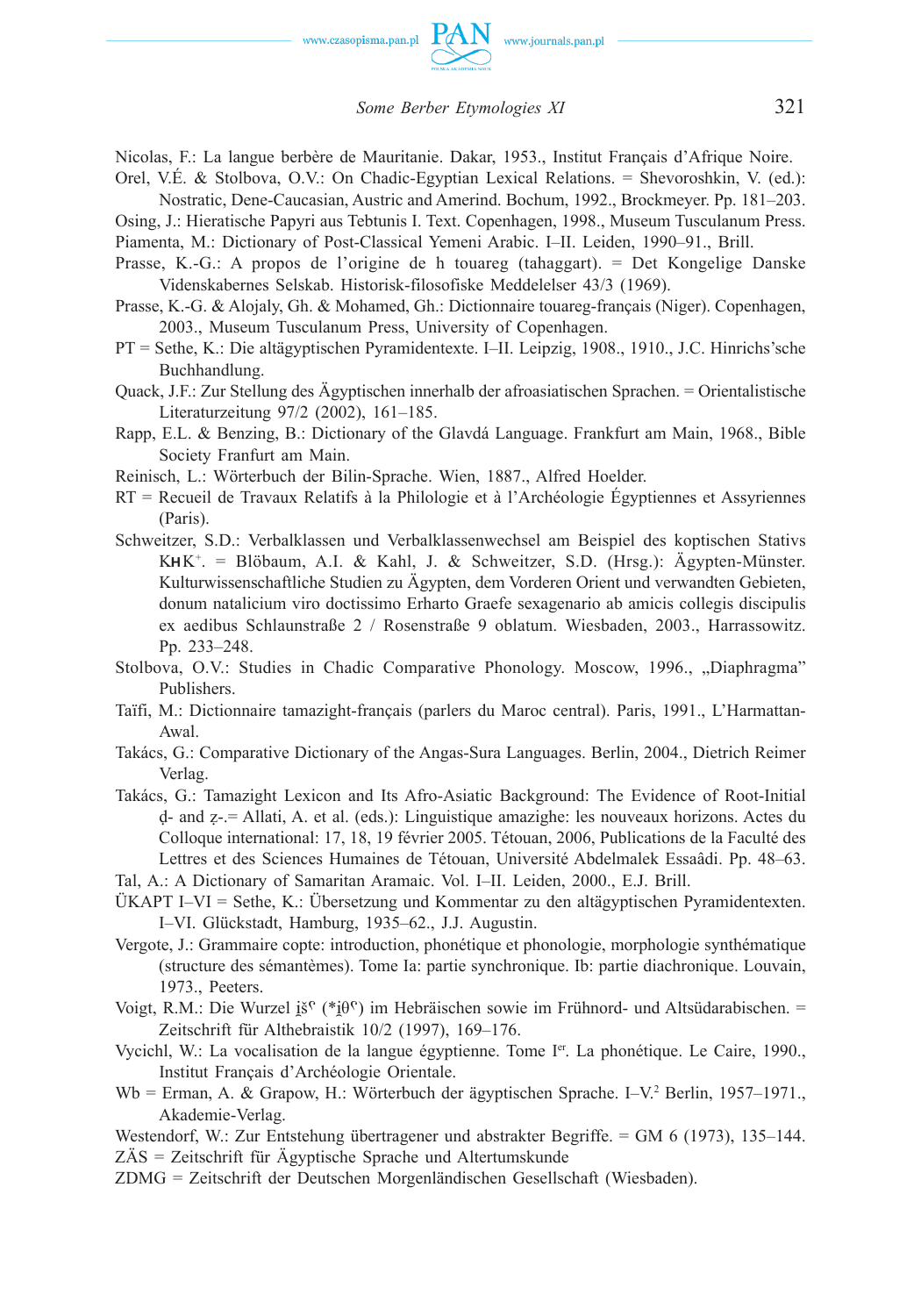Nicolas, F.: La langue berbère de Mauritanie. Dakar, 1953., Institut Français d'Afrique Noire.

Orel, V.É. & Stolbova, O.V.: On Chadic-Egyptian Lexical Relations. = Shevoroshkin, V. (ed.): Nostratic, Dene-Caucasian, Austric and Amerind. Bochum, 1992., Brockmeyer. Pp. 181–203.

Osing, J.: Hieratische Papyri aus Tebtunis I. Text. Copenhagen, 1998., Museum Tusculanum Press.

Piamenta, M.: Dictionary of Post-Classical Yemeni Arabic. I–II. Leiden, 1990–91., Brill.

Prasse, K.-G.: A propos de l'origine de h touareg (tahaggart). = Det Kongelige Danske Videnskabernes Selskab. Historisk-filosofiske Meddelelser 43/3 (1969).

Prasse, K.-G. & Alojaly, Gh. & Mohamed, Gh.: Dictionnaire touareg-français (Niger). Copenhagen, 2003., Museum Tusculanum Press, University of Copenhagen.

PT = Sethe, K.: Die altägyptischen Pyramidentexte. I–II. Leipzig, 1908., 1910., J.C. Hinrichs'sche Buchhandlung.

Quack, J.F.: Zur Stellung des Ägyptischen innerhalb der afroasiatischen Sprachen. = Orientalistische Literaturzeitung 97/2 (2002), 161–185.

Rapp, E.L. & Benzing, B.: Dictionary of the Glavdá Language. Frankfurt am Main, 1968., Bible Society Franfurt am Main.

Reinisch, L.: Wörterbuch der Bilin-Sprache. Wien, 1887., Alfred Hoelder.

RT = Recueil de Travaux Relatifs à la Philologie et à l'Archéologie Égyptiennes et Assyriennes (Paris).

Schweitzer, S.D.: Verbalklassen und Verbalklassenwechsel am Beispiel des koptischen Stativs ΚΗΚ⁺. = Blöbaum, A.I. & Kahl, J. & Schweitzer, S.D. (Hrsg.): Ägypten-Münster. Kulturwissenschaftliche Studien zu Ägypten, dem Vorderen Orient und verwandten Gebieten, donum natalicium viro doctissimo Erharto Graefe sexagenario ab amicis collegis discipulis ex aedibus Schlaunstraße 2 / Rosenstraße 9 oblatum. Wiesbaden, 2003., Harrassowitz. Pp. 233–248.

Stolbova, O.V.: Studies in Chadic Comparative Phonology. Moscow, 1996., „Diaphragma" Publishers.

Taïfi, M.: Dictionnaire tamazight-français (parlers du Maroc central). Paris, 1991., L'Harmattan-Awal.

Takács, G.: Comparative Dictionary of the Angas-Sura Languages. Berlin, 2004., Dietrich Reimer Verlag.

Takács, G.: Tamazight Lexicon and Its Afro-Asiatic Background: The Evidence of Root-Initial ḏ- and ẓ-.= Allati, A. et al. (eds.): Linguistique amazighe: les nouveaux horizons. Actes du Colloque international: 17, 18, 19 février 2005. Tétouan, 2006, Publications de la Faculté des Lettres et des Sciences Humaines de Tétouan, Université Abdelmalek Essaâdi. Pp. 48–63.

Tal, A.: A Dictionary of Samaritan Aramaic. Vol. I–II. Leiden, 2000., E.J. Brill.

ÜKAPT I–VI = Sethe, K.: Übersetzung und Kommentar zu den altägyptischen Pyramidentexten. I–VI. Glückstadt, Hamburg, 1935–62., J.J. Augustin.

Vergote, J.: Grammaire copte: introduction, phonétique et phonologie, morphologie synthématique (structure des sémantèmes). Tome Ia: partie synchronique. Ib: partie diachronique. Louvain, 1973., Peeters.

Voigt, R.M.: Die Wurzel i̯šˁ (*i̯θˁ) im Hebräischen sowie im Frühnord- und Altsüdarabischen. = Zeitschrift für Althebraistik 10/2 (1997), 169–176.

Vycichl, W.: La vocalisation de la langue égyptienne. Tome Ier. La phonétique. Le Caire, 1990., Institut Français d'Archéologie Orientale.

Wb = Erman, A. & Grapow, H.: Wörterbuch der ägyptischen Sprache. I–V.[2] Berlin, 1957–1971., Akademie-Verlag.

Westendorf, W.: Zur Entstehung übertragener und abstrakter Begriffe. = GM 6 (1973), 135–144.

ZÄS = Zeitschrift für Ägyptische Sprache und Altertumskunde

ZDMG = Zeitschrift der Deutschen Morgenländischen Gesellschaft (Wiesbaden).